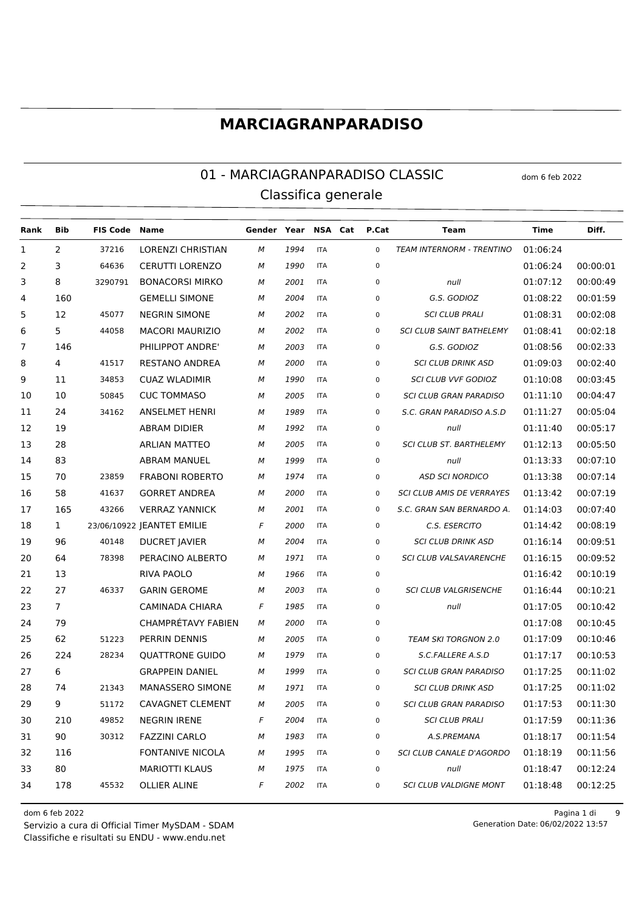# MARCIAGRANPARADISO

## 01 - MARCIAGRANPARADISO CLASSIC

dom 6 feb 2022

### Classifica generale

| Rank | Bib | FIS Code | Name | Gender | Year | NSA | Cat | P.Cat | Team | Time | Diff. |
|---|---|---|---|---|---|---|---|---|---|---|---|
| 1 | 2 | 37216 | LORENZI CHRISTIAN | M | 1994 | ITA | | 0 | TEAM INTERNORM - TRENTINO | 01:06:24 | |
| 2 | 3 | 64636 | CERUTTI LORENZO | M | 1990 | ITA | | 0 | | 01:06:24 | 00:00:01 |
| 3 | 8 | 3290791 | BONACORSI MIRKO | M | 2001 | ITA | | 0 | null | 01:07:12 | 00:00:49 |
| 4 | 160 | | GEMELLI SIMONE | M | 2004 | ITA | | 0 | G.S. GODIOZ | 01:08:22 | 00:01:59 |
| 5 | 12 | 45077 | NEGRIN SIMONE | M | 2002 | ITA | | 0 | SCI CLUB PRALI | 01:08:31 | 00:02:08 |
| 6 | 5 | 44058 | MACORI MAURIZIO | M | 2002 | ITA | | 0 | SCI CLUB SAINT BATHELEMY | 01:08:41 | 00:02:18 |
| 7 | 146 | | PHILIPPOT ANDRE' | M | 2003 | ITA | | 0 | G.S. GODIOZ | 01:08:56 | 00:02:33 |
| 8 | 4 | 41517 | RESTANO ANDREA | M | 2000 | ITA | | 0 | SCI CLUB DRINK ASD | 01:09:03 | 00:02:40 |
| 9 | 11 | 34853 | CUAZ WLADIMIR | M | 1990 | ITA | | 0 | SCI CLUB VVF GODIOZ | 01:10:08 | 00:03:45 |
| 10 | 10 | 50845 | CUC TOMMASO | M | 2005 | ITA | | 0 | SCI CLUB GRAN PARADISO | 01:11:10 | 00:04:47 |
| 11 | 24 | 34162 | ANSELMET HENRI | M | 1989 | ITA | | 0 | S.C. GRAN PARADISO A.S.D | 01:11:27 | 00:05:04 |
| 12 | 19 | | ABRAM DIDIER | M | 1992 | ITA | | 0 | null | 01:11:40 | 00:05:17 |
| 13 | 28 | | ARLIAN MATTEO | M | 2005 | ITA | | 0 | SCI CLUB ST. BARTHELEMY | 01:12:13 | 00:05:50 |
| 14 | 83 | | ABRAM MANUEL | M | 1999 | ITA | | 0 | null | 01:13:33 | 00:07:10 |
| 15 | 70 | 23859 | FRABONI ROBERTO | M | 1974 | ITA | | 0 | ASD SCI NORDICO | 01:13:38 | 00:07:14 |
| 16 | 58 | 41637 | GORRET ANDREA | M | 2000 | ITA | | 0 | SCI CLUB AMIS DE VERRAYES | 01:13:42 | 00:07:19 |
| 17 | 165 | 43266 | VERRAZ YANNICK | M | 2001 | ITA | | 0 | S.C. GRAN SAN BERNARDO A. | 01:14:03 | 00:07:40 |
| 18 | 1 | 23/06/10922 | JEANTET EMILIE | F | 2000 | ITA | | 0 | C.S. ESERCITO | 01:14:42 | 00:08:19 |
| 19 | 96 | 40148 | DUCRET JAVIER | M | 2004 | ITA | | 0 | SCI CLUB DRINK ASD | 01:16:14 | 00:09:51 |
| 20 | 64 | 78398 | PERACINO ALBERTO | M | 1971 | ITA | | 0 | SCI CLUB VALSAVARENCHE | 01:16:15 | 00:09:52 |
| 21 | 13 | | RIVA PAOLO | M | 1966 | ITA | | 0 | | 01:16:42 | 00:10:19 |
| 22 | 27 | 46337 | GARIN GEROME | M | 2003 | ITA | | 0 | SCI CLUB VALGRISENCHE | 01:16:44 | 00:10:21 |
| 23 | 7 | | CAMINADA CHIARA | F | 1985 | ITA | | 0 | null | 01:17:05 | 00:10:42 |
| 24 | 79 | | CHAMPRÉTAVY FABIEN | M | 2000 | ITA | | 0 | | 01:17:08 | 00:10:45 |
| 25 | 62 | 51223 | PERRIN DENNIS | M | 2005 | ITA | | 0 | TEAM SKI TORGNON 2.0 | 01:17:09 | 00:10:46 |
| 26 | 224 | 28234 | QUATTRONE GUIDO | M | 1979 | ITA | | 0 | S.C.FALLERE A.S.D | 01:17:17 | 00:10:53 |
| 27 | 6 | | GRAPPEIN DANIEL | M | 1999 | ITA | | 0 | SCI CLUB GRAN PARADISO | 01:17:25 | 00:11:02 |
| 28 | 74 | 21343 | MANASSERO SIMONE | M | 1971 | ITA | | 0 | SCI CLUB DRINK ASD | 01:17:25 | 00:11:02 |
| 29 | 9 | 51172 | CAVAGNET CLEMENT | M | 2005 | ITA | | 0 | SCI CLUB GRAN PARADISO | 01:17:53 | 00:11:30 |
| 30 | 210 | 49852 | NEGRIN IRENE | F | 2004 | ITA | | 0 | SCI CLUB PRALI | 01:17:59 | 00:11:36 |
| 31 | 90 | 30312 | FAZZINI CARLO | M | 1983 | ITA | | 0 | A.S.PREMANA | 01:18:17 | 00:11:54 |
| 32 | 116 | | FONTANIVE NICOLA | M | 1995 | ITA | | 0 | SCI CLUB CANALE D'AGORDO | 01:18:19 | 00:11:56 |
| 33 | 80 | | MARIOTTI KLAUS | M | 1975 | ITA | | 0 | null | 01:18:47 | 00:12:24 |
| 34 | 178 | 45532 | OLLIER ALINE | F | 2002 | ITA | | 0 | SCI CLUB VALDIGNE MONT | 01:18:48 | 00:12:25 |

dom 6 feb 2022

Servizio a cura di Official Timer MySDAM - SDAM

Classifiche e risultati su ENDU - www.endu.net

Generation Date: 06/02/2022 13:57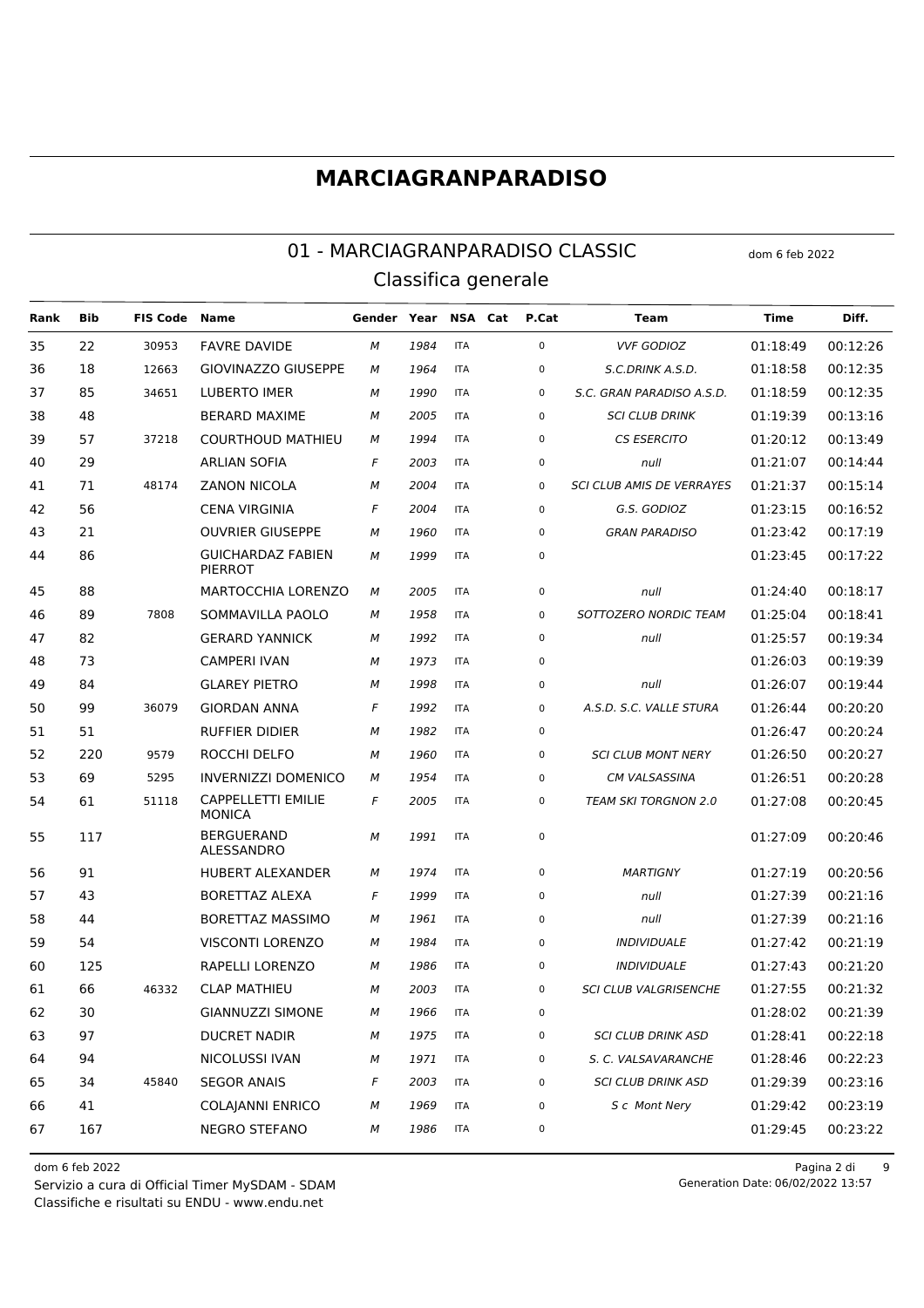# MARCIAGRANPARADISO

## 01 - MARCIAGRANPARADISO CLASSIC

dom 6 feb 2022

### Classifica generale

| Rank | Bib | FIS Code | Name | Gender | Year | NSA | Cat | P.Cat | Team | Time | Diff. |
|---|---|---|---|---|---|---|---|---|---|---|---|
| 35 | 22 | 30953 | FAVRE DAVIDE | M | 1984 | ITA | | 0 | VVF GODIOZ | 01:18:49 | 00:12:26 |
| 36 | 18 | 12663 | GIOVINAZZO GIUSEPPE | M | 1964 | ITA | | 0 | S.C.DRINK A.S.D. | 01:18:58 | 00:12:35 |
| 37 | 85 | 34651 | LUBERTO IMER | M | 1990 | ITA | | 0 | S.C. GRAN PARADISO A.S.D. | 01:18:59 | 00:12:35 |
| 38 | 48 | | BERARD MAXIME | M | 2005 | ITA | | 0 | SCI CLUB DRINK | 01:19:39 | 00:13:16 |
| 39 | 57 | 37218 | COURTHOUD MATHIEU | M | 1994 | ITA | | 0 | CS ESERCITO | 01:20:12 | 00:13:49 |
| 40 | 29 | | ARLIAN SOFIA | F | 2003 | ITA | | 0 | null | 01:21:07 | 00:14:44 |
| 41 | 71 | 48174 | ZANON NICOLA | M | 2004 | ITA | | 0 | SCI CLUB AMIS DE VERRAYES | 01:21:37 | 00:15:14 |
| 42 | 56 | | CENA VIRGINIA | F | 2004 | ITA | | 0 | G.S. GODIOZ | 01:23:15 | 00:16:52 |
| 43 | 21 | | OUVRIER GIUSEPPE | M | 1960 | ITA | | 0 | GRAN PARADISO | 01:23:42 | 00:17:19 |
| 44 | 86 | | GUICHARDAZ FABIEN PIERROT | M | 1999 | ITA | | 0 | | 01:23:45 | 00:17:22 |
| 45 | 88 | | MARTOCCHIA LORENZO | M | 2005 | ITA | | 0 | null | 01:24:40 | 00:18:17 |
| 46 | 89 | 7808 | SOMMAVILLA PAOLO | M | 1958 | ITA | | 0 | SOTTOZERO NORDIC TEAM | 01:25:04 | 00:18:41 |
| 47 | 82 | | GERARD YANNICK | M | 1992 | ITA | | 0 | null | 01:25:57 | 00:19:34 |
| 48 | 73 | | CAMPERI IVAN | M | 1973 | ITA | | 0 | | 01:26:03 | 00:19:39 |
| 49 | 84 | | GLAREY PIETRO | M | 1998 | ITA | | 0 | null | 01:26:07 | 00:19:44 |
| 50 | 99 | 36079 | GIORDAN ANNA | F | 1992 | ITA | | 0 | A.S.D. S.C. VALLE STURA | 01:26:44 | 00:20:20 |
| 51 | 51 | | RUFFIER DIDIER | M | 1982 | ITA | | 0 | | 01:26:47 | 00:20:24 |
| 52 | 220 | 9579 | ROCCHI DELFO | M | 1960 | ITA | | 0 | SCI CLUB MONT NERY | 01:26:50 | 00:20:27 |
| 53 | 69 | 5295 | INVERNIZZI DOMENICO | M | 1954 | ITA | | 0 | CM VALSASSINA | 01:26:51 | 00:20:28 |
| 54 | 61 | 51118 | CAPPELLETTI EMILIE MONICA | F | 2005 | ITA | | 0 | TEAM SKI TORGNON 2.0 | 01:27:08 | 00:20:45 |
| 55 | 117 | | BERGUERAND ALESSANDRO | M | 1991 | ITA | | 0 | | 01:27:09 | 00:20:46 |
| 56 | 91 | | HUBERT ALEXANDER | M | 1974 | ITA | | 0 | MARTIGNY | 01:27:19 | 00:20:56 |
| 57 | 43 | | BORETTAZ ALEXA | F | 1999 | ITA | | 0 | null | 01:27:39 | 00:21:16 |
| 58 | 44 | | BORETTAZ MASSIMO | M | 1961 | ITA | | 0 | null | 01:27:39 | 00:21:16 |
| 59 | 54 | | VISCONTI LORENZO | M | 1984 | ITA | | 0 | INDIVIDUALE | 01:27:42 | 00:21:19 |
| 60 | 125 | | RAPELLI LORENZO | M | 1986 | ITA | | 0 | INDIVIDUALE | 01:27:43 | 00:21:20 |
| 61 | 66 | 46332 | CLAP MATHIEU | M | 2003 | ITA | | 0 | SCI CLUB VALGRISENCHE | 01:27:55 | 00:21:32 |
| 62 | 30 | | GIANNUZZI SIMONE | M | 1966 | ITA | | 0 | | 01:28:02 | 00:21:39 |
| 63 | 97 | | DUCRET NADIR | M | 1975 | ITA | | 0 | SCI CLUB DRINK ASD | 01:28:41 | 00:22:18 |
| 64 | 94 | | NICOLUSSI IVAN | M | 1971 | ITA | | 0 | S. C. VALSAVARANCHE | 01:28:46 | 00:22:23 |
| 65 | 34 | 45840 | SEGOR ANAIS | F | 2003 | ITA | | 0 | SCI CLUB DRINK ASD | 01:29:39 | 00:23:16 |
| 66 | 41 | | COLAJANNI ENRICO | M | 1969 | ITA | | 0 | S c Mont Nery | 01:29:42 | 00:23:19 |
| 67 | 167 | | NEGRO STEFANO | M | 1986 | ITA | | 0 | | 01:29:45 | 00:23:22 |

dom 6 feb 2022
Servizio a cura di Official Timer MySDAM - SDAM
Classifiche e risultati su ENDU - www.endu.net

Generation Date: 06/02/2022 13:57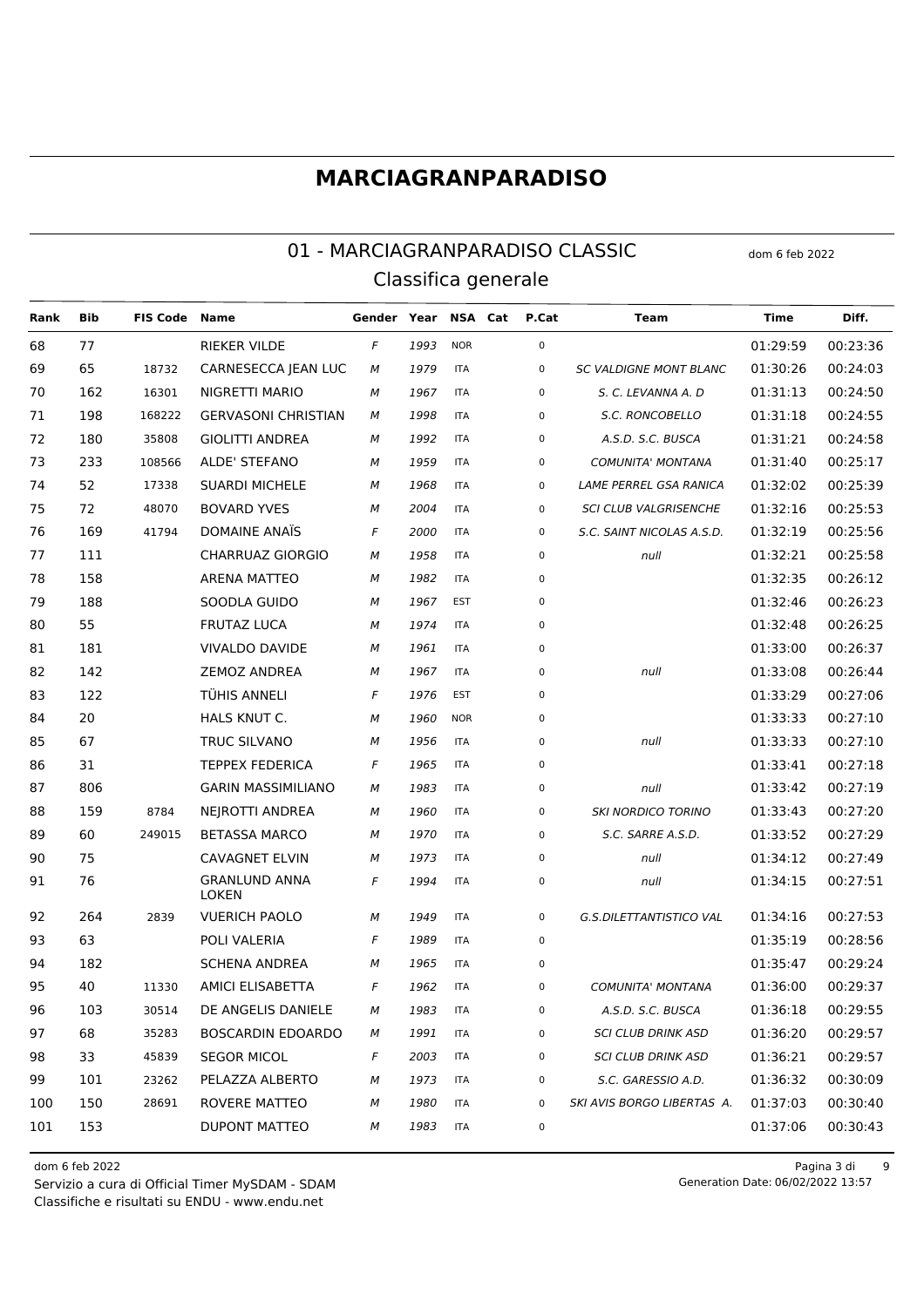# MARCIAGRANPARADISO

## 01 - MARCIAGRANPARADISO CLASSIC

dom 6 feb 2022

### Classifica generale

| Rank | Bib | FIS Code | Name | Gender | Year | NSA | Cat | P.Cat | Team | Time | Diff. |
|---|---|---|---|---|---|---|---|---|---|---|---|
| 68 | 77 | | RIEKER VILDE | F | 1993 | NOR | | 0 | | 01:29:59 | 00:23:36 |
| 69 | 65 | 18732 | CARNESECCA JEAN LUC | M | 1979 | ITA | | 0 | SC VALDIGNE MONT BLANC | 01:30:26 | 00:24:03 |
| 70 | 162 | 16301 | NIGRETTI MARIO | M | 1967 | ITA | | 0 | S. C. LEVANNA A. D | 01:31:13 | 00:24:50 |
| 71 | 198 | 168222 | GERVASONI CHRISTIAN | M | 1998 | ITA | | 0 | S.C. RONCOBELLO | 01:31:18 | 00:24:55 |
| 72 | 180 | 35808 | GIOLITTI ANDREA | M | 1992 | ITA | | 0 | A.S.D. S.C. BUSCA | 01:31:21 | 00:24:58 |
| 73 | 233 | 108566 | ALDE' STEFANO | M | 1959 | ITA | | 0 | COMUNITA' MONTANA | 01:31:40 | 00:25:17 |
| 74 | 52 | 17338 | SUARDI MICHELE | M | 1968 | ITA | | 0 | LAME PERREL GSA RANICA | 01:32:02 | 00:25:39 |
| 75 | 72 | 48070 | BOVARD YVES | M | 2004 | ITA | | 0 | SCI CLUB VALGRISENCHE | 01:32:16 | 00:25:53 |
| 76 | 169 | 41794 | DOMAINE ANAÏS | F | 2000 | ITA | | 0 | S.C. SAINT NICOLAS A.S.D. | 01:32:19 | 00:25:56 |
| 77 | 111 | | CHARRUAZ GIORGIO | M | 1958 | ITA | | 0 | null | 01:32:21 | 00:25:58 |
| 78 | 158 | | ARENA MATTEO | M | 1982 | ITA | | 0 | | 01:32:35 | 00:26:12 |
| 79 | 188 | | SOODLA GUIDO | M | 1967 | EST | | 0 | | 01:32:46 | 00:26:23 |
| 80 | 55 | | FRUTAZ LUCA | M | 1974 | ITA | | 0 | | 01:32:48 | 00:26:25 |
| 81 | 181 | | VIVALDO DAVIDE | M | 1961 | ITA | | 0 | | 01:33:00 | 00:26:37 |
| 82 | 142 | | ZEMOZ ANDREA | M | 1967 | ITA | | 0 | null | 01:33:08 | 00:26:44 |
| 83 | 122 | | TÜHIS ANNELI | F | 1976 | EST | | 0 | | 01:33:29 | 00:27:06 |
| 84 | 20 | | HALS KNUT C. | M | 1960 | NOR | | 0 | | 01:33:33 | 00:27:10 |
| 85 | 67 | | TRUC SILVANO | M | 1956 | ITA | | 0 | null | 01:33:33 | 00:27:10 |
| 86 | 31 | | TEPPEX FEDERICA | F | 1965 | ITA | | 0 | | 01:33:41 | 00:27:18 |
| 87 | 806 | | GARIN MASSIMILIANO | M | 1983 | ITA | | 0 | null | 01:33:42 | 00:27:19 |
| 88 | 159 | 8784 | NEJROTTI ANDREA | M | 1960 | ITA | | 0 | SKI NORDICO TORINO | 01:33:43 | 00:27:20 |
| 89 | 60 | 249015 | BETASSA MARCO | M | 1970 | ITA | | 0 | S.C. SARRE A.S.D. | 01:33:52 | 00:27:29 |
| 90 | 75 | | CAVAGNET ELVIN | M | 1973 | ITA | | 0 | null | 01:34:12 | 00:27:49 |
| 91 | 76 | | GRANLUND ANNA LOKEN | F | 1994 | ITA | | 0 | null | 01:34:15 | 00:27:51 |
| 92 | 264 | 2839 | VUERICH PAOLO | M | 1949 | ITA | | 0 | G.S.DILETTANTISTICO VAL | 01:34:16 | 00:27:53 |
| 93 | 63 | | POLI VALERIA | F | 1989 | ITA | | 0 | | 01:35:19 | 00:28:56 |
| 94 | 182 | | SCHENA ANDREA | M | 1965 | ITA | | 0 | | 01:35:47 | 00:29:24 |
| 95 | 40 | 11330 | AMICI ELISABETTA | F | 1962 | ITA | | 0 | COMUNITA' MONTANA | 01:36:00 | 00:29:37 |
| 96 | 103 | 30514 | DE ANGELIS DANIELE | M | 1983 | ITA | | 0 | A.S.D. S.C. BUSCA | 01:36:18 | 00:29:55 |
| 97 | 68 | 35283 | BOSCARDIN EDOARDO | M | 1991 | ITA | | 0 | SCI CLUB DRINK ASD | 01:36:20 | 00:29:57 |
| 98 | 33 | 45839 | SEGOR MICOL | F | 2003 | ITA | | 0 | SCI CLUB DRINK ASD | 01:36:21 | 00:29:57 |
| 99 | 101 | 23262 | PELAZZA ALBERTO | M | 1973 | ITA | | 0 | S.C. GARESSIO A.D. | 01:36:32 | 00:30:09 |
| 100 | 150 | 28691 | ROVERE MATTEO | M | 1980 | ITA | | 0 | SKI AVIS BORGO LIBERTAS A. | 01:37:03 | 00:30:40 |
| 101 | 153 | | DUPONT MATTEO | M | 1983 | ITA | | 0 | | 01:37:06 | 00:30:43 |

dom 6 feb 2022

Servizio a cura di Official Timer MySDAM - SDAM

Classifiche e risultati su ENDU - www.endu.net

Generation Date: 06/02/2022 13:57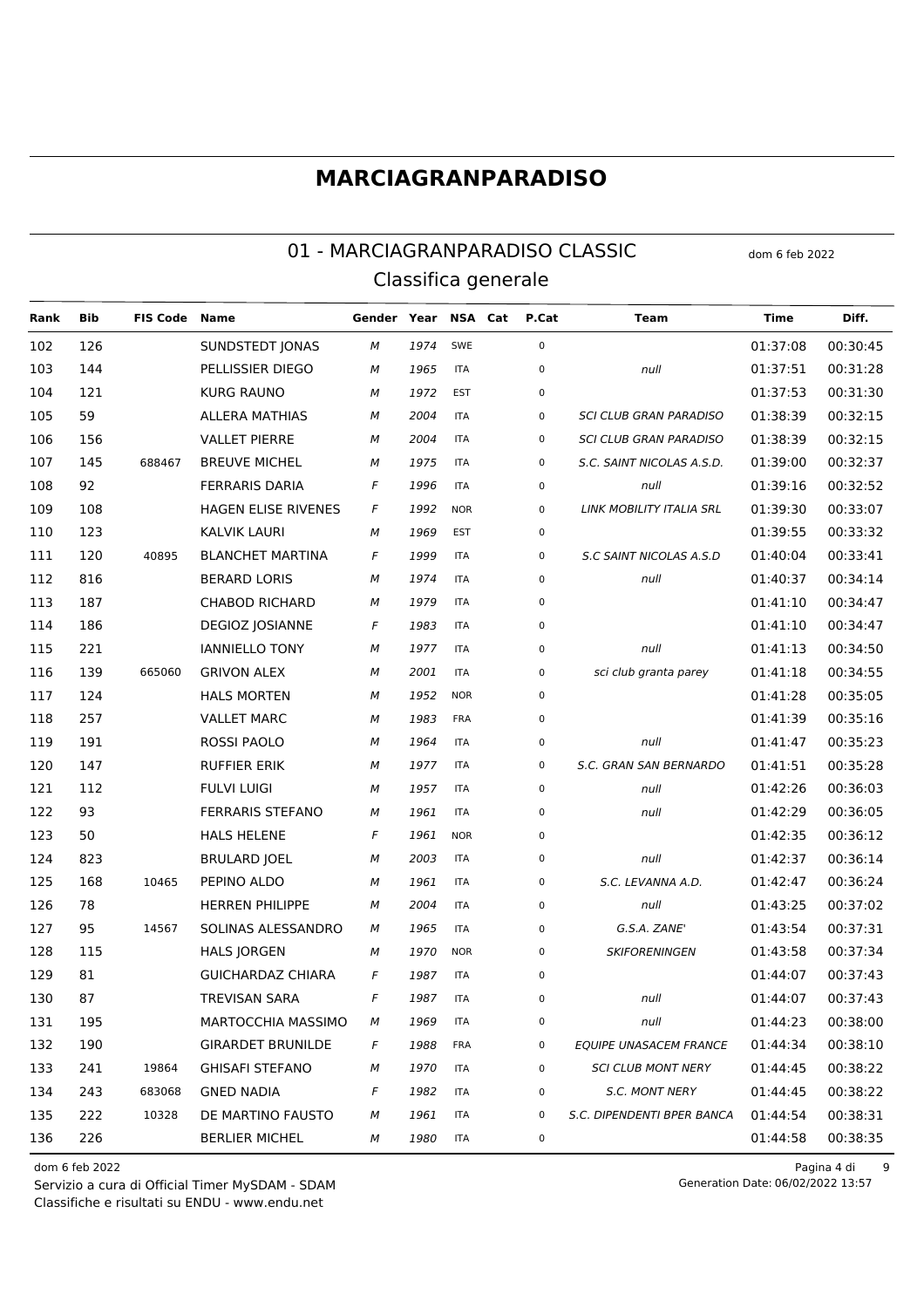# MARCIAGRANPARADISO

## 01 - MARCIAGRANPARADISO CLASSIC

dom 6 feb 2022

### Classifica generale

| Rank | Bib | FIS Code | Name | Gender | Year | NSA | Cat | P.Cat | Team | Time | Diff. |
|---|---|---|---|---|---|---|---|---|---|---|---|
| 102 | 126 | | SUNDSTEDT JONAS | M | 1974 | SWE | | 0 | | 01:37:08 | 00:30:45 |
| 103 | 144 | | PELLISSIER DIEGO | M | 1965 | ITA | | 0 | null | 01:37:51 | 00:31:28 |
| 104 | 121 | | KURG RAUNO | M | 1972 | EST | | 0 | | 01:37:53 | 00:31:30 |
| 105 | 59 | | ALLERA MATHIAS | M | 2004 | ITA | | 0 | SCI CLUB GRAN PARADISO | 01:38:39 | 00:32:15 |
| 106 | 156 | | VALLET PIERRE | M | 2004 | ITA | | 0 | SCI CLUB GRAN PARADISO | 01:38:39 | 00:32:15 |
| 107 | 145 | 688467 | BREUVE MICHEL | M | 1975 | ITA | | 0 | S.C. SAINT NICOLAS A.S.D. | 01:39:00 | 00:32:37 |
| 108 | 92 | | FERRARIS DARIA | F | 1996 | ITA | | 0 | null | 01:39:16 | 00:32:52 |
| 109 | 108 | | HAGEN ELISE RIVENES | F | 1992 | NOR | | 0 | LINK MOBILITY ITALIA SRL | 01:39:30 | 00:33:07 |
| 110 | 123 | | KALVIK LAURI | M | 1969 | EST | | 0 | | 01:39:55 | 00:33:32 |
| 111 | 120 | 40895 | BLANCHET MARTINA | F | 1999 | ITA | | 0 | S.C SAINT NICOLAS A.S.D | 01:40:04 | 00:33:41 |
| 112 | 816 | | BERARD LORIS | M | 1974 | ITA | | 0 | null | 01:40:37 | 00:34:14 |
| 113 | 187 | | CHABOD RICHARD | M | 1979 | ITA | | 0 | | 01:41:10 | 00:34:47 |
| 114 | 186 | | DEGIOZ JOSIANNE | F | 1983 | ITA | | 0 | | 01:41:10 | 00:34:47 |
| 115 | 221 | | IANNIELLO TONY | M | 1977 | ITA | | 0 | null | 01:41:13 | 00:34:50 |
| 116 | 139 | 665060 | GRIVON ALEX | M | 2001 | ITA | | 0 | sci club granta parey | 01:41:18 | 00:34:55 |
| 117 | 124 | | HALS MORTEN | M | 1952 | NOR | | 0 | | 01:41:28 | 00:35:05 |
| 118 | 257 | | VALLET MARC | M | 1983 | FRA | | 0 | | 01:41:39 | 00:35:16 |
| 119 | 191 | | ROSSI PAOLO | M | 1964 | ITA | | 0 | null | 01:41:47 | 00:35:23 |
| 120 | 147 | | RUFFIER ERIK | M | 1977 | ITA | | 0 | S.C. GRAN SAN BERNARDO | 01:41:51 | 00:35:28 |
| 121 | 112 | | FULVI LUIGI | M | 1957 | ITA | | 0 | null | 01:42:26 | 00:36:03 |
| 122 | 93 | | FERRARIS STEFANO | M | 1961 | ITA | | 0 | null | 01:42:29 | 00:36:05 |
| 123 | 50 | | HALS HELENE | F | 1961 | NOR | | 0 | | 01:42:35 | 00:36:12 |
| 124 | 823 | | BRULARD JOEL | M | 2003 | ITA | | 0 | null | 01:42:37 | 00:36:14 |
| 125 | 168 | 10465 | PEPINO ALDO | M | 1961 | ITA | | 0 | S.C. LEVANNA A.D. | 01:42:47 | 00:36:24 |
| 126 | 78 | | HERREN PHILIPPE | M | 2004 | ITA | | 0 | null | 01:43:25 | 00:37:02 |
| 127 | 95 | 14567 | SOLINAS ALESSANDRO | M | 1965 | ITA | | 0 | G.S.A. ZANE' | 01:43:54 | 00:37:31 |
| 128 | 115 | | HALS JORGEN | M | 1970 | NOR | | 0 | SKIFORENINGEN | 01:43:58 | 00:37:34 |
| 129 | 81 | | GUICHARDAZ CHIARA | F | 1987 | ITA | | 0 | | 01:44:07 | 00:37:43 |
| 130 | 87 | | TREVISAN SARA | F | 1987 | ITA | | 0 | null | 01:44:07 | 00:37:43 |
| 131 | 195 | | MARTOCCHIA MASSIMO | M | 1969 | ITA | | 0 | null | 01:44:23 | 00:38:00 |
| 132 | 190 | | GIRARDET BRUNILDE | F | 1988 | FRA | | 0 | EQUIPE UNASACEM FRANCE | 01:44:34 | 00:38:10 |
| 133 | 241 | 19864 | GHISAFI STEFANO | M | 1970 | ITA | | 0 | SCI CLUB MONT NERY | 01:44:45 | 00:38:22 |
| 134 | 243 | 683068 | GNED NADIA | F | 1982 | ITA | | 0 | S.C. MONT NERY | 01:44:45 | 00:38:22 |
| 135 | 222 | 10328 | DE MARTINO FAUSTO | M | 1961 | ITA | | 0 | S.C. DIPENDENTI BPER BANCA | 01:44:54 | 00:38:31 |
| 136 | 226 | | BERLIER MICHEL | M | 1980 | ITA | | 0 | | 01:44:58 | 00:38:35 |

dom 6 feb 2022

Servizio a cura di Official Timer MySDAM - SDAM

Classifiche e risultati su ENDU - www.endu.net

Generation Date: 06/02/2022 13:57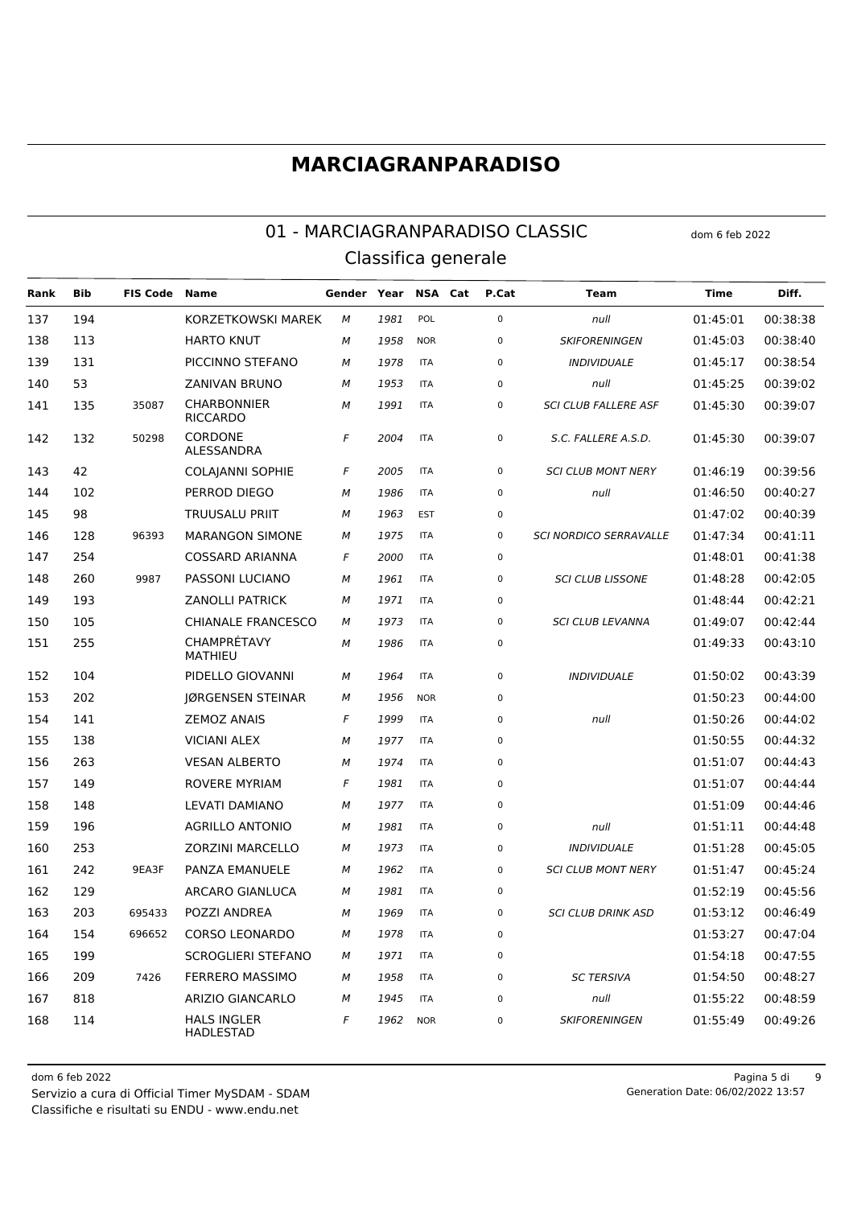# MARCIAGRANPARADISO

## 01 - MARCIAGRANPARADISO CLASSIC

dom 6 feb 2022

### Classifica generale

| Rank | Bib | FIS Code | Name | Gender | Year | NSA | Cat | P.Cat | Team | Time | Diff. |
|---|---|---|---|---|---|---|---|---|---|---|---|
| 137 | 194 | | KORZETKOWSKI MAREK | M | 1981 | POL | | 0 | null | 01:45:01 | 00:38:38 |
| 138 | 113 | | HARTO KNUT | M | 1958 | NOR | | 0 | SKIFORENINGEN | 01:45:03 | 00:38:40 |
| 139 | 131 | | PICCINNO STEFANO | M | 1978 | ITA | | 0 | INDIVIDUALE | 01:45:17 | 00:38:54 |
| 140 | 53 | | ZANIVAN BRUNO | M | 1953 | ITA | | 0 | null | 01:45:25 | 00:39:02 |
| 141 | 135 | 35087 | CHARBONNIER RICCARDO | M | 1991 | ITA | | 0 | SCI CLUB FALLERE ASF | 01:45:30 | 00:39:07 |
| 142 | 132 | 50298 | CORDONE ALESSANDRA | F | 2004 | ITA | | 0 | S.C. FALLERE A.S.D. | 01:45:30 | 00:39:07 |
| 143 | 42 | | COLAJANNI SOPHIE | F | 2005 | ITA | | 0 | SCI CLUB MONT NERY | 01:46:19 | 00:39:56 |
| 144 | 102 | | PERROD DIEGO | M | 1986 | ITA | | 0 | null | 01:46:50 | 00:40:27 |
| 145 | 98 | | TRUUSALU PRIIT | M | 1963 | EST | | 0 | | 01:47:02 | 00:40:39 |
| 146 | 128 | 96393 | MARANGON SIMONE | M | 1975 | ITA | | 0 | SCI NORDICO SERRAVALLE | 01:47:34 | 00:41:11 |
| 147 | 254 | | COSSARD ARIANNA | F | 2000 | ITA | | 0 | | 01:48:01 | 00:41:38 |
| 148 | 260 | 9987 | PASSONI LUCIANO | M | 1961 | ITA | | 0 | SCI CLUB LISSONE | 01:48:28 | 00:42:05 |
| 149 | 193 | | ZANOLLI PATRICK | M | 1971 | ITA | | 0 | | 01:48:44 | 00:42:21 |
| 150 | 105 | | CHIANALE FRANCESCO | M | 1973 | ITA | | 0 | SCI CLUB LEVANNA | 01:49:07 | 00:42:44 |
| 151 | 255 | | CHAMPRÉTAVY MATHIEU | M | 1986 | ITA | | 0 | | 01:49:33 | 00:43:10 |
| 152 | 104 | | PIDELLO GIOVANNI | M | 1964 | ITA | | 0 | INDIVIDUALE | 01:50:02 | 00:43:39 |
| 153 | 202 | | JØRGENSEN STEINAR | M | 1956 | NOR | | 0 | | 01:50:23 | 00:44:00 |
| 154 | 141 | | ZEMOZ ANAIS | F | 1999 | ITA | | 0 | null | 01:50:26 | 00:44:02 |
| 155 | 138 | | VICIANI ALEX | M | 1977 | ITA | | 0 | | 01:50:55 | 00:44:32 |
| 156 | 263 | | VESAN ALBERTO | M | 1974 | ITA | | 0 | | 01:51:07 | 00:44:43 |
| 157 | 149 | | ROVERE MYRIAM | F | 1981 | ITA | | 0 | | 01:51:07 | 00:44:44 |
| 158 | 148 | | LEVATI DAMIANO | M | 1977 | ITA | | 0 | | 01:51:09 | 00:44:46 |
| 159 | 196 | | AGRILLO ANTONIO | M | 1981 | ITA | | 0 | null | 01:51:11 | 00:44:48 |
| 160 | 253 | | ZORZINI MARCELLO | M | 1973 | ITA | | 0 | INDIVIDUALE | 01:51:28 | 00:45:05 |
| 161 | 242 | 9EA3F | PANZA EMANUELE | M | 1962 | ITA | | 0 | SCI CLUB MONT NERY | 01:51:47 | 00:45:24 |
| 162 | 129 | | ARCARO GIANLUCA | M | 1981 | ITA | | 0 | | 01:52:19 | 00:45:56 |
| 163 | 203 | 695433 | POZZI ANDREA | M | 1969 | ITA | | 0 | SCI CLUB DRINK ASD | 01:53:12 | 00:46:49 |
| 164 | 154 | 696652 | CORSO LEONARDO | M | 1978 | ITA | | 0 | | 01:53:27 | 00:47:04 |
| 165 | 199 | | SCROGLIERI STEFANO | M | 1971 | ITA | | 0 | | 01:54:18 | 00:47:55 |
| 166 | 209 | 7426 | FERRERO MASSIMO | M | 1958 | ITA | | 0 | SC TERSIVA | 01:54:50 | 00:48:27 |
| 167 | 818 | | ARIZIO GIANCARLO | M | 1945 | ITA | | 0 | null | 01:55:22 | 00:48:59 |
| 168 | 114 | | HALS INGLER HADLESTAD | F | 1962 | NOR | | 0 | SKIFORENINGEN | 01:55:49 | 00:49:26 |

Servizio a cura di Official Timer MySDAM - SDAM
Classifiche e risultati su ENDU - www.endu.net
Generation Date: 06/02/2022 13:57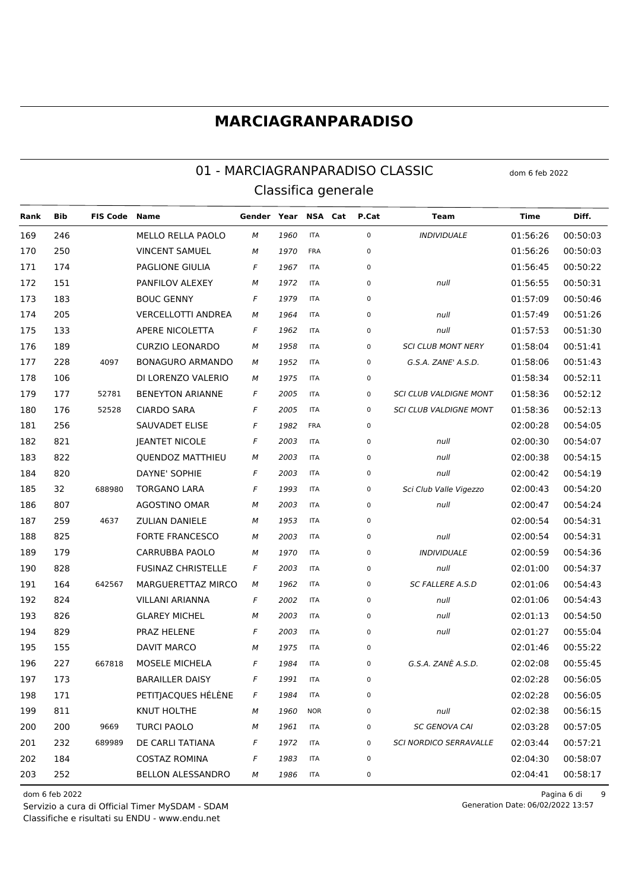# MARCIAGRANPARADISO

## 01 - MARCIAGRANPARADISO CLASSIC

dom 6 feb 2022

### Classifica generale

| Rank | Bib | FIS Code | Name | Gender | Year | NSA | Cat | P.Cat | Team | Time | Diff. |
|---|---|---|---|---|---|---|---|---|---|---|---|
| 169 | 246 | | MELLO RELLA PAOLO | M | 1960 | ITA | | 0 | INDIVIDUALE | 01:56:26 | 00:50:03 |
| 170 | 250 | | VINCENT SAMUEL | M | 1970 | FRA | | 0 | | 01:56:26 | 00:50:03 |
| 171 | 174 | | PAGLIONE GIULIA | F | 1967 | ITA | | 0 | | 01:56:45 | 00:50:22 |
| 172 | 151 | | PANFILOV ALEXEY | M | 1972 | ITA | | 0 | null | 01:56:55 | 00:50:31 |
| 173 | 183 | | BOUC GENNY | F | 1979 | ITA | | 0 | | 01:57:09 | 00:50:46 |
| 174 | 205 | | VERCELLOTTI ANDREA | M | 1964 | ITA | | 0 | null | 01:57:49 | 00:51:26 |
| 175 | 133 | | APERE NICOLETTA | F | 1962 | ITA | | 0 | null | 01:57:53 | 00:51:30 |
| 176 | 189 | | CURZIO LEONARDO | M | 1958 | ITA | | 0 | SCI CLUB MONT NERY | 01:58:04 | 00:51:41 |
| 177 | 228 | 4097 | BONAGURO ARMANDO | M | 1952 | ITA | | 0 | G.S.A. ZANE' A.S.D. | 01:58:06 | 00:51:43 |
| 178 | 106 | | DI LORENZO VALERIO | M | 1975 | ITA | | 0 | | 01:58:34 | 00:52:11 |
| 179 | 177 | 52781 | BENEYTON ARIANNE | F | 2005 | ITA | | 0 | SCI CLUB VALDIGNE MONT | 01:58:36 | 00:52:12 |
| 180 | 176 | 52528 | CIARDO SARA | F | 2005 | ITA | | 0 | SCI CLUB VALDIGNE MONT | 01:58:36 | 00:52:13 |
| 181 | 256 | | SAUVADET ELISE | F | 1982 | FRA | | 0 | | 02:00:28 | 00:54:05 |
| 182 | 821 | | JEANTET NICOLE | F | 2003 | ITA | | 0 | null | 02:00:30 | 00:54:07 |
| 183 | 822 | | QUENDOZ MATTHIEU | M | 2003 | ITA | | 0 | null | 02:00:38 | 00:54:15 |
| 184 | 820 | | DAYNE' SOPHIE | F | 2003 | ITA | | 0 | null | 02:00:42 | 00:54:19 |
| 185 | 32 | 688980 | TORGANO LARA | F | 1993 | ITA | | 0 | Sci Club Valle Vigezzo | 02:00:43 | 00:54:20 |
| 186 | 807 | | AGOSTINO OMAR | M | 2003 | ITA | | 0 | null | 02:00:47 | 00:54:24 |
| 187 | 259 | 4637 | ZULIAN DANIELE | M | 1953 | ITA | | 0 | | 02:00:54 | 00:54:31 |
| 188 | 825 | | FORTE FRANCESCO | M | 2003 | ITA | | 0 | null | 02:00:54 | 00:54:31 |
| 189 | 179 | | CARRUBBA PAOLO | M | 1970 | ITA | | 0 | INDIVIDUALE | 02:00:59 | 00:54:36 |
| 190 | 828 | | FUSINAZ CHRISTELLE | F | 2003 | ITA | | 0 | null | 02:01:00 | 00:54:37 |
| 191 | 164 | 642567 | MARGUERETTAZ MIRCO | M | 1962 | ITA | | 0 | SC FALLERE A.S.D | 02:01:06 | 00:54:43 |
| 192 | 824 | | VILLANI ARIANNA | F | 2002 | ITA | | 0 | null | 02:01:06 | 00:54:43 |
| 193 | 826 | | GLAREY MICHEL | M | 2003 | ITA | | 0 | null | 02:01:13 | 00:54:50 |
| 194 | 829 | | PRAZ HELENE | F | 2003 | ITA | | 0 | null | 02:01:27 | 00:55:04 |
| 195 | 155 | | DAVIT MARCO | M | 1975 | ITA | | 0 | | 02:01:46 | 00:55:22 |
| 196 | 227 | 667818 | MOSELE MICHELA | F | 1984 | ITA | | 0 | G.S.A. ZANÈ A.S.D. | 02:02:08 | 00:55:45 |
| 197 | 173 | | BARAILLER DAISY | F | 1991 | ITA | | 0 | | 02:02:28 | 00:56:05 |
| 198 | 171 | | PETITJACQUES HÉLÈNE | F | 1984 | ITA | | 0 | | 02:02:28 | 00:56:05 |
| 199 | 811 | | KNUT HOLTHE | M | 1960 | NOR | | 0 | null | 02:02:38 | 00:56:15 |
| 200 | 200 | 9669 | TURCI PAOLO | M | 1961 | ITA | | 0 | SC GENOVA CAI | 02:03:28 | 00:57:05 |
| 201 | 232 | 689989 | DE CARLI TATIANA | F | 1972 | ITA | | 0 | SCI NORDICO SERRAVALLE | 02:03:44 | 00:57:21 |
| 202 | 184 | | COSTAZ ROMINA | F | 1983 | ITA | | 0 | | 02:04:30 | 00:58:07 |
| 203 | 252 | | BELLON ALESSANDRO | M | 1986 | ITA | | 0 | | 02:04:41 | 00:58:17 |

dom 6 feb 2022
Servizio a cura di Official Timer MySDAM - SDAM
Classifiche e risultati su ENDU - www.endu.net

Generation Date: 06/02/2022 13:57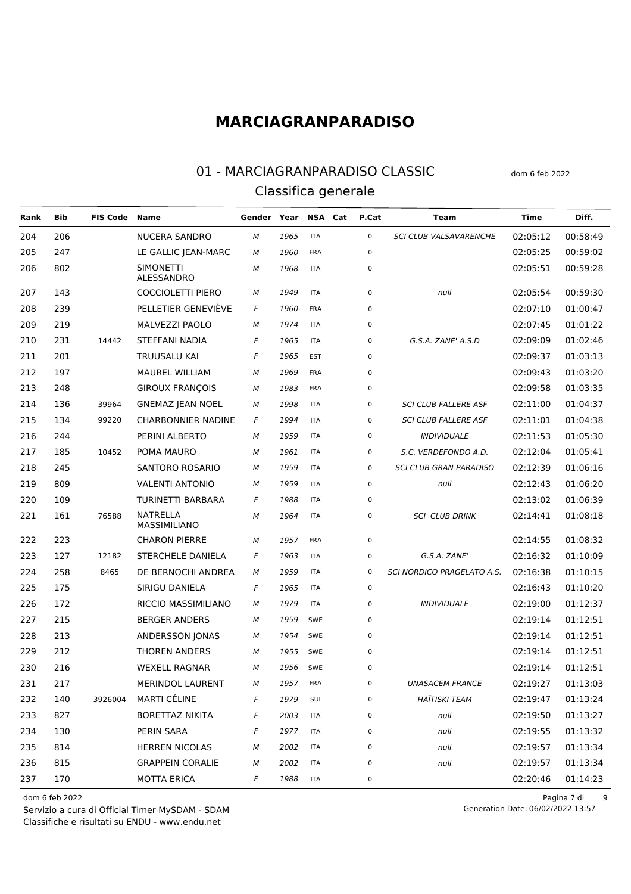# MARCIAGRANPARADISO

## 01 - MARCIAGRANPARADISO CLASSIC

dom 6 feb 2022

### Classifica generale

| Rank | Bib | FIS Code | Name | Gender | Year | NSA | Cat | P.Cat | Team | Time | Diff. |
|---|---|---|---|---|---|---|---|---|---|---|---|
| 204 | 206 | | NUCERA SANDRO | M | 1965 | ITA | | 0 | SCI CLUB VALSAVARENCHE | 02:05:12 | 00:58:49 |
| 205 | 247 | | LE GALLIC JEAN-MARC | M | 1960 | FRA | | 0 | | 02:05:25 | 00:59:02 |
| 206 | 802 | | SIMONETTI ALESSANDRO | M | 1968 | ITA | | 0 | | 02:05:51 | 00:59:28 |
| 207 | 143 | | COCCIOLETTI PIERO | M | 1949 | ITA | | 0 | null | 02:05:54 | 00:59:30 |
| 208 | 239 | | PELLETIER GENEVIÈVE | F | 1960 | FRA | | 0 | | 02:07:10 | 01:00:47 |
| 209 | 219 | | MALVEZZI PAOLO | M | 1974 | ITA | | 0 | | 02:07:45 | 01:01:22 |
| 210 | 231 | 14442 | STEFFANI NADIA | F | 1965 | ITA | | 0 | G.S.A. ZANE' A.S.D | 02:09:09 | 01:02:46 |
| 211 | 201 | | TRUUSALU KAI | F | 1965 | EST | | 0 | | 02:09:37 | 01:03:13 |
| 212 | 197 | | MAUREL WILLIAM | M | 1969 | FRA | | 0 | | 02:09:43 | 01:03:20 |
| 213 | 248 | | GIROUX FRANÇOIS | M | 1983 | FRA | | 0 | | 02:09:58 | 01:03:35 |
| 214 | 136 | 39964 | GNEMAZ JEAN NOEL | M | 1998 | ITA | | 0 | SCI CLUB FALLERE ASF | 02:11:00 | 01:04:37 |
| 215 | 134 | 99220 | CHARBONNIER NADINE | F | 1994 | ITA | | 0 | SCI CLUB FALLERE ASF | 02:11:01 | 01:04:38 |
| 216 | 244 | | PERINI ALBERTO | M | 1959 | ITA | | 0 | INDIVIDUALE | 02:11:53 | 01:05:30 |
| 217 | 185 | 10452 | POMA MAURO | M | 1961 | ITA | | 0 | S.C. VERDEFONDO A.D. | 02:12:04 | 01:05:41 |
| 218 | 245 | | SANTORO ROSARIO | M | 1959 | ITA | | 0 | SCI CLUB GRAN PARADISO | 02:12:39 | 01:06:16 |
| 219 | 809 | | VALENTI ANTONIO | M | 1959 | ITA | | 0 | null | 02:12:43 | 01:06:20 |
| 220 | 109 | | TURINETTI BARBARA | F | 1988 | ITA | | 0 | | 02:13:02 | 01:06:39 |
| 221 | 161 | 76588 | NATRELLA MASSIMILIANO | M | 1964 | ITA | | 0 | SCI CLUB DRINK | 02:14:41 | 01:08:18 |
| 222 | 223 | | CHARON PIERRE | M | 1957 | FRA | | 0 | | 02:14:55 | 01:08:32 |
| 223 | 127 | 12182 | STERCHELE DANIELA | F | 1963 | ITA | | 0 | G.S.A. ZANE' | 02:16:32 | 01:10:09 |
| 224 | 258 | 8465 | DE BERNOCHI ANDREA | M | 1959 | ITA | | 0 | SCI NORDICO PRAGELATO A.S. | 02:16:38 | 01:10:15 |
| 225 | 175 | | SIRIGU DANIELA | F | 1965 | ITA | | 0 | | 02:16:43 | 01:10:20 |
| 226 | 172 | | RICCIO MASSIMILIANO | M | 1979 | ITA | | 0 | INDIVIDUALE | 02:19:00 | 01:12:37 |
| 227 | 215 | | BERGER ANDERS | M | 1959 | SWE | | 0 | | 02:19:14 | 01:12:51 |
| 228 | 213 | | ANDERSSON JONAS | M | 1954 | SWE | | 0 | | 02:19:14 | 01:12:51 |
| 229 | 212 | | THOREN ANDERS | M | 1955 | SWE | | 0 | | 02:19:14 | 01:12:51 |
| 230 | 216 | | WEXELL RAGNAR | M | 1956 | SWE | | 0 | | 02:19:14 | 01:12:51 |
| 231 | 217 | | MERINDOL LAURENT | M | 1957 | FRA | | 0 | UNASACEM FRANCE | 02:19:27 | 01:13:03 |
| 232 | 140 | 3926004 | MARTI CÉLINE | F | 1979 | SUI | | 0 | HAÏTISKI TEAM | 02:19:47 | 01:13:24 |
| 233 | 827 | | BORETTAZ NIKITA | F | 2003 | ITA | | 0 | null | 02:19:50 | 01:13:27 |
| 234 | 130 | | PERIN SARA | F | 1977 | ITA | | 0 | null | 02:19:55 | 01:13:32 |
| 235 | 814 | | HERREN NICOLAS | M | 2002 | ITA | | 0 | null | 02:19:57 | 01:13:34 |
| 236 | 815 | | GRAPPEIN CORALIE | M | 2002 | ITA | | 0 | null | 02:19:57 | 01:13:34 |
| 237 | 170 | | MOTTA ERICA | F | 1988 | ITA | | 0 | | 02:20:46 | 01:14:23 |

dom 6 feb 2022

Servizio a cura di Official Timer MySDAM - SDAM

Classifiche e risultati su ENDU - www.endu.net

Generation Date: 06/02/2022 13:57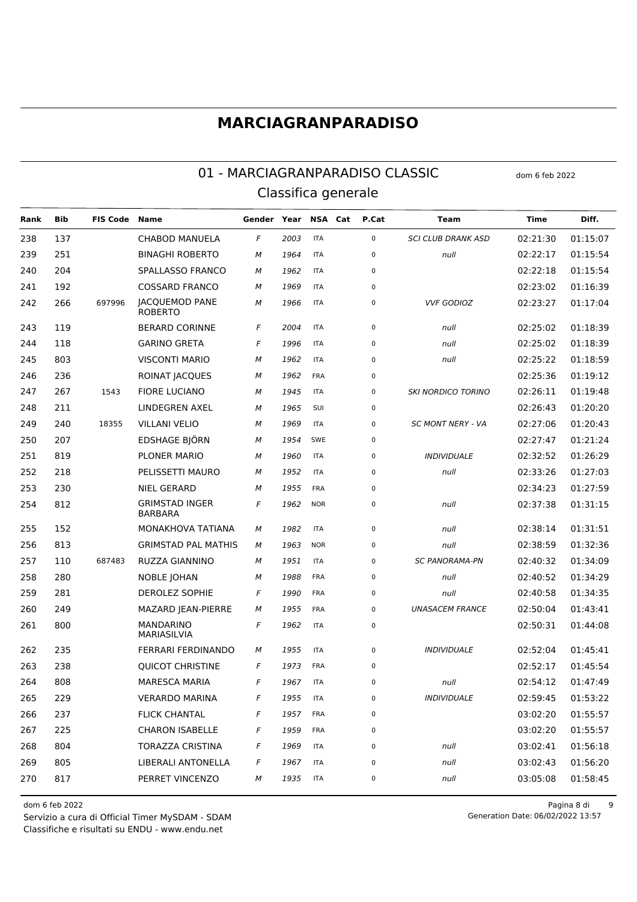# MARCIAGRANPARADISO

## 01 - MARCIAGRANPARADISO CLASSIC

dom 6 feb 2022

### Classifica generale

| Rank | Bib | FIS Code | Name | Gender | Year | NSA | Cat | P.Cat | Team | Time | Diff. |
|---|---|---|---|---|---|---|---|---|---|---|---|
| 238 | 137 | | CHABOD MANUELA | F | 2003 | ITA | | 0 | SCI CLUB DRANK ASD | 02:21:30 | 01:15:07 |
| 239 | 251 | | BINAGHI ROBERTO | M | 1964 | ITA | | 0 | null | 02:22:17 | 01:15:54 |
| 240 | 204 | | SPALLASSO FRANCO | M | 1962 | ITA | | 0 | | 02:22:18 | 01:15:54 |
| 241 | 192 | | COSSARD FRANCO | M | 1969 | ITA | | 0 | | 02:23:02 | 01:16:39 |
| 242 | 266 | 697996 | JACQUEMOD PANE ROBERTO | M | 1966 | ITA | | 0 | VVF GODIOZ | 02:23:27 | 01:17:04 |
| 243 | 119 | | BERARD CORINNE | F | 2004 | ITA | | 0 | null | 02:25:02 | 01:18:39 |
| 244 | 118 | | GARINO GRETA | F | 1996 | ITA | | 0 | null | 02:25:02 | 01:18:39 |
| 245 | 803 | | VISCONTI MARIO | M | 1962 | ITA | | 0 | null | 02:25:22 | 01:18:59 |
| 246 | 236 | | ROINAT JACQUES | M | 1962 | FRA | | 0 | | 02:25:36 | 01:19:12 |
| 247 | 267 | 1543 | FIORE LUCIANO | M | 1945 | ITA | | 0 | SKI NORDICO TORINO | 02:26:11 | 01:19:48 |
| 248 | 211 | | LINDEGREN AXEL | M | 1965 | SUI | | 0 | | 02:26:43 | 01:20:20 |
| 249 | 240 | 18355 | VILLANI VELIO | M | 1969 | ITA | | 0 | SC MONT NERY - VA | 02:27:06 | 01:20:43 |
| 250 | 207 | | EDSHAGE BJÖRN | M | 1954 | SWE | | 0 | | 02:27:47 | 01:21:24 |
| 251 | 819 | | PLONER MARIO | M | 1960 | ITA | | 0 | INDIVIDUALE | 02:32:52 | 01:26:29 |
| 252 | 218 | | PELISSETTI MAURO | M | 1952 | ITA | | 0 | null | 02:33:26 | 01:27:03 |
| 253 | 230 | | NIEL GERARD | M | 1955 | FRA | | 0 | | 02:34:23 | 01:27:59 |
| 254 | 812 | | GRIMSTAD INGER BARBARA | F | 1962 | NOR | | 0 | null | 02:37:38 | 01:31:15 |
| 255 | 152 | | MONAKHOVA TATIANA | M | 1982 | ITA | | 0 | null | 02:38:14 | 01:31:51 |
| 256 | 813 | | GRIMSTAD PAL MATHIS | M | 1963 | NOR | | 0 | null | 02:38:59 | 01:32:36 |
| 257 | 110 | 687483 | RUZZA GIANNINO | M | 1951 | ITA | | 0 | SC PANORAMA-PN | 02:40:32 | 01:34:09 |
| 258 | 280 | | NOBLE JOHAN | M | 1988 | FRA | | 0 | null | 02:40:52 | 01:34:29 |
| 259 | 281 | | DEROLEZ SOPHIE | F | 1990 | FRA | | 0 | null | 02:40:58 | 01:34:35 |
| 260 | 249 | | MAZARD JEAN-PIERRE | M | 1955 | FRA | | 0 | UNASACEM FRANCE | 02:50:04 | 01:43:41 |
| 261 | 800 | | MANDARINO MARIASILVIA | F | 1962 | ITA | | 0 | | 02:50:31 | 01:44:08 |
| 262 | 235 | | FERRARI FERDINANDO | M | 1955 | ITA | | 0 | INDIVIDUALE | 02:52:04 | 01:45:41 |
| 263 | 238 | | QUICOT CHRISTINE | F | 1973 | FRA | | 0 | | 02:52:17 | 01:45:54 |
| 264 | 808 | | MARESCA MARIA | F | 1967 | ITA | | 0 | null | 02:54:12 | 01:47:49 |
| 265 | 229 | | VERARDO MARINA | F | 1955 | ITA | | 0 | INDIVIDUALE | 02:59:45 | 01:53:22 |
| 266 | 237 | | FLICK CHANTAL | F | 1957 | FRA | | 0 | | 03:02:20 | 01:55:57 |
| 267 | 225 | | CHARON ISABELLE | F | 1959 | FRA | | 0 | | 03:02:20 | 01:55:57 |
| 268 | 804 | | TORAZZA CRISTINA | F | 1969 | ITA | | 0 | null | 03:02:41 | 01:56:18 |
| 269 | 805 | | LIBERALI ANTONELLA | F | 1967 | ITA | | 0 | null | 03:02:43 | 01:56:20 |
| 270 | 817 | | PERRET VINCENZO | M | 1935 | ITA | | 0 | null | 03:05:08 | 01:58:45 |

dom 6 feb 2022

Servizio a cura di Official Timer MySDAM - SDAM

Classifiche e risultati su ENDU - www.endu.net

Generation Date: 06/02/2022 13:57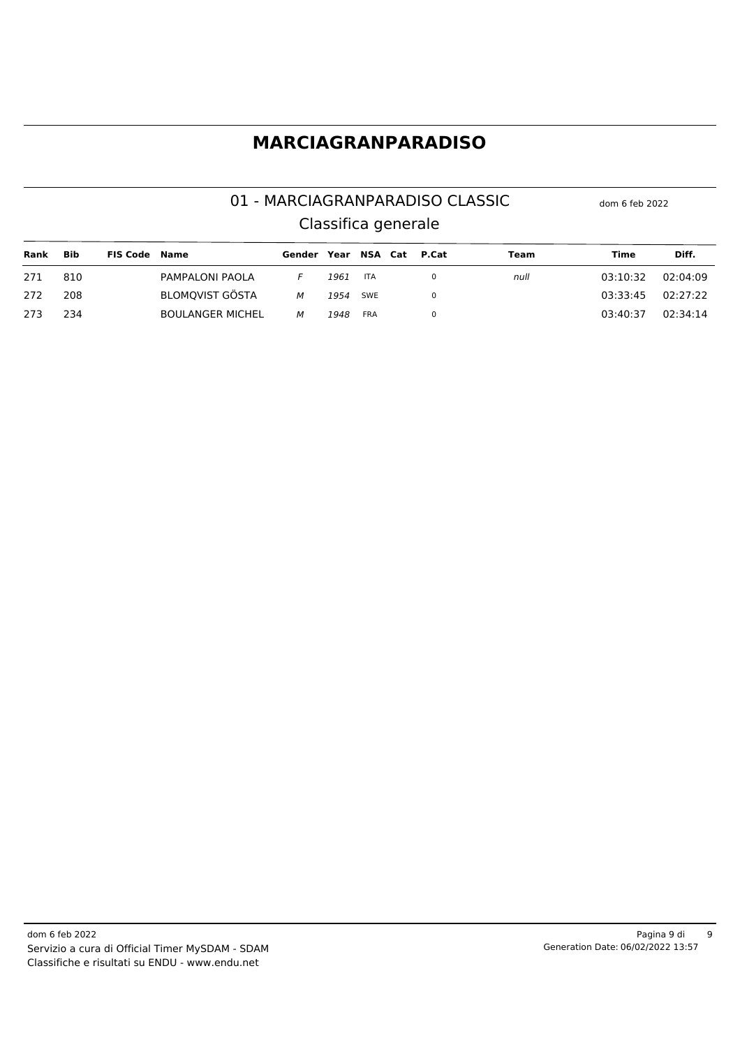# MARCIAGRANPARADISO

## 01 - MARCIAGRANPARADISO CLASSIC

dom 6 feb 2022

### Classifica generale

| Rank | Bib | FIS Code | Name | Gender | Year | NSA | Cat | P.Cat | Team | Time | Diff. |
|---|---|---|---|---|---|---|---|---|---|---|---|
| 271 | 810 | | PAMPALONI PAOLA | *F* | *1961* | ITA | | 0 | *null* | 03:10:32 | 02:04:09 |
| 272 | 208 | | BLOMQVIST GÖSTA | *M* | *1954* | SWE | | 0 | | 03:33:45 | 02:27:22 |
| 273 | 234 | | BOULANGER MICHEL | *M* | *1948* | FRA | | 0 | | 03:40:37 | 02:34:14 |

dom 6 feb 2022
Servizio a cura di Official Timer MySDAM - SDAM
Classifiche e risultati su ENDU - www.endu.net

Generation Date: 06/02/2022 13:57